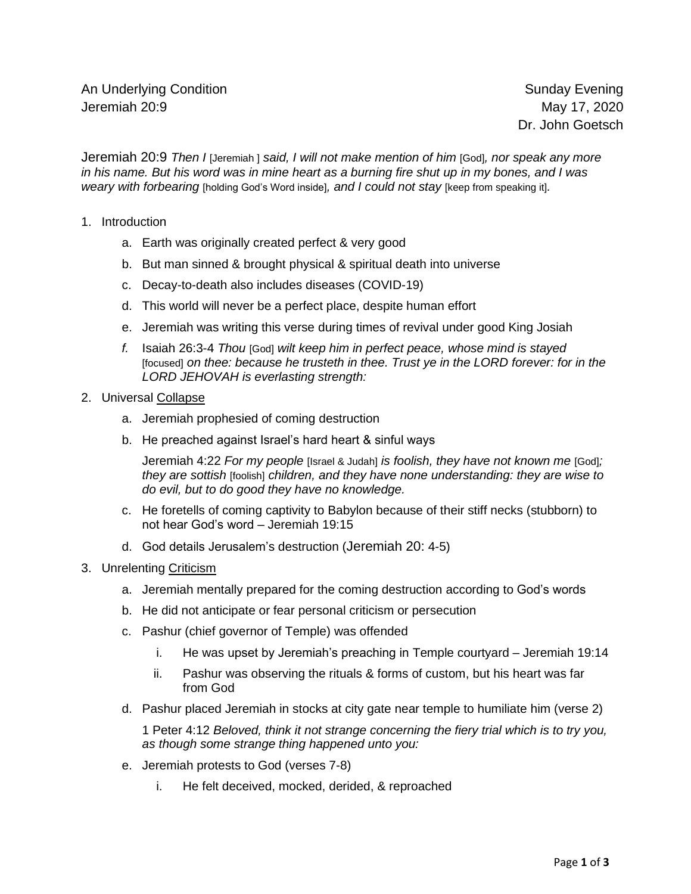An Underlying Condition  
Jeremiah 20:9

Sunday Evening  
May 17, 2020  
Dr. John Goetsch

Jeremiah 20:9 *Then I* [Jeremiah ] *said, I will not make mention of him* [God]*, nor speak any more in his name. But his word was in mine heart as a burning fire shut up in my bones, and I was weary with forbearing* [holding God's Word inside]*, and I could not stay* [keep from speaking it].

1. Introduction
   a. Earth was originally created perfect & very good
   b. But man sinned & brought physical & spiritual death into universe
   c. Decay-to-death also includes diseases (COVID-19)
   d. This world will never be a perfect place, despite human effort
   e. Jeremiah was writing this verse during times of revival under good King Josiah
   f. Isaiah 26:3-4 *Thou* [God] *wilt keep him in perfect peace, whose mind is stayed* [focused] *on thee: because he trusteth in thee. Trust ye in the LORD forever: for in the LORD JEHOVAH is everlasting strength:*

2. Universal <u>Collapse</u>
   a. Jeremiah prophesied of coming destruction
   b. He preached against Israel's hard heart & sinful ways

      Jeremiah 4:22 *For my people* [Israel & Judah] *is foolish, they have not known me* [God]*; they are sottish* [foolish] *children, and they have none understanding: they are wise to do evil, but to do good they have no knowledge.*

   c. He foretells of coming captivity to Babylon because of their stiff necks (stubborn) to not hear God's word – Jeremiah 19:15
   d. God details Jerusalem's destruction (Jeremiah 20: 4-5)

3. Unrelenting <u>Criticism</u>
   a. Jeremiah mentally prepared for the coming destruction according to God's words
   b. He did not anticipate or fear personal criticism or persecution
   c. Pashur (chief governor of Temple) was offended
      i. He was upset by Jeremiah's preaching in Temple courtyard – Jeremiah 19:14
      ii. Pashur was observing the rituals & forms of custom, but his heart was far from God
   d. Pashur placed Jeremiah in stocks at city gate near temple to humiliate him (verse 2)

      1 Peter 4:12 *Beloved, think it not strange concerning the fiery trial which is to try you, as though some strange thing happened unto you:*

   e. Jeremiah protests to God (verses 7-8)
      i. He felt deceived, mocked, derided, & reproached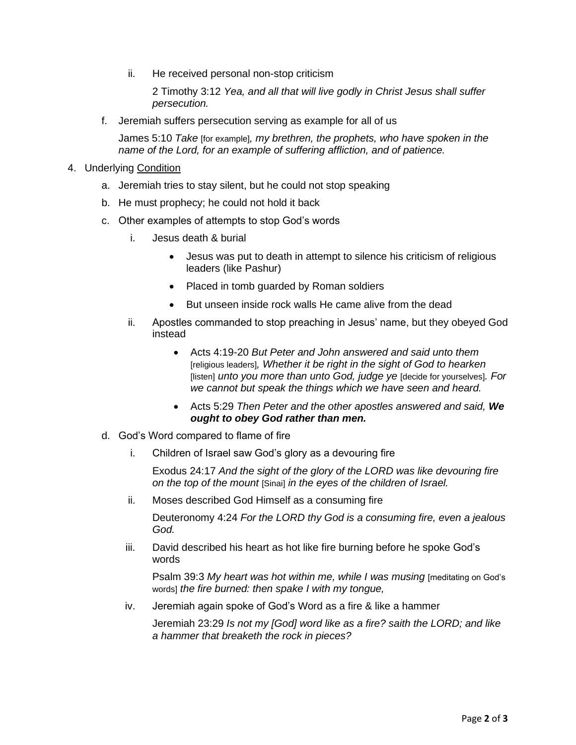ii. He received personal non-stop criticism

      2 Timothy 3:12 *Yea, and all that will live godly in Christ Jesus shall suffer persecution.*

f. Jeremiah suffers persecution serving as example for all of us

   James 5:10 *Take* [for example]*, my brethren, the prophets, who have spoken in the name of the Lord, for an example of suffering affliction, and of patience.*

4. Underlying <u>Condition</u>

   a. Jeremiah tries to stay silent, but he could not stop speaking

   b. He must prophecy; he could not hold it back

   c. Other examples of attempts to stop God's words

      i. Jesus death & burial

         - Jesus was put to death in attempt to silence his criticism of religious leaders (like Pashur)
         - Placed in tomb guarded by Roman soldiers
         - But unseen inside rock walls He came alive from the dead

      ii. Apostles commanded to stop preaching in Jesus' name, but they obeyed God instead

         - Acts 4:19-20 *But Peter and John answered and said unto them* [religious leaders]*, Whether it be right in the sight of God to hearken* [listen] *unto you more than unto God, judge ye* [decide for yourselves]*. For we cannot but speak the things which we have seen and heard.*
         - Acts 5:29 *Then Peter and the other apostles answered and said,* ***We ought to obey God rather than men.***

   d. God's Word compared to flame of fire

      i. Children of Israel saw God's glory as a devouring fire

         Exodus 24:17 *And the sight of the glory of the LORD was like devouring fire on the top of the mount* [Sinai] *in the eyes of the children of Israel.*

      ii. Moses described God Himself as a consuming fire

         Deuteronomy 4:24 *For the LORD thy God is a consuming fire, even a jealous God.*

      iii. David described his heart as hot like fire burning before he spoke God's words

         Psalm 39:3 *My heart was hot within me, while I was musing* [meditating on God's words] *the fire burned: then spake I with my tongue,*

      iv. Jeremiah again spoke of God's Word as a fire & like a hammer

         Jeremiah 23:29 *Is not my [God] word like as a fire? saith the LORD; and like a hammer that breaketh the rock in pieces?*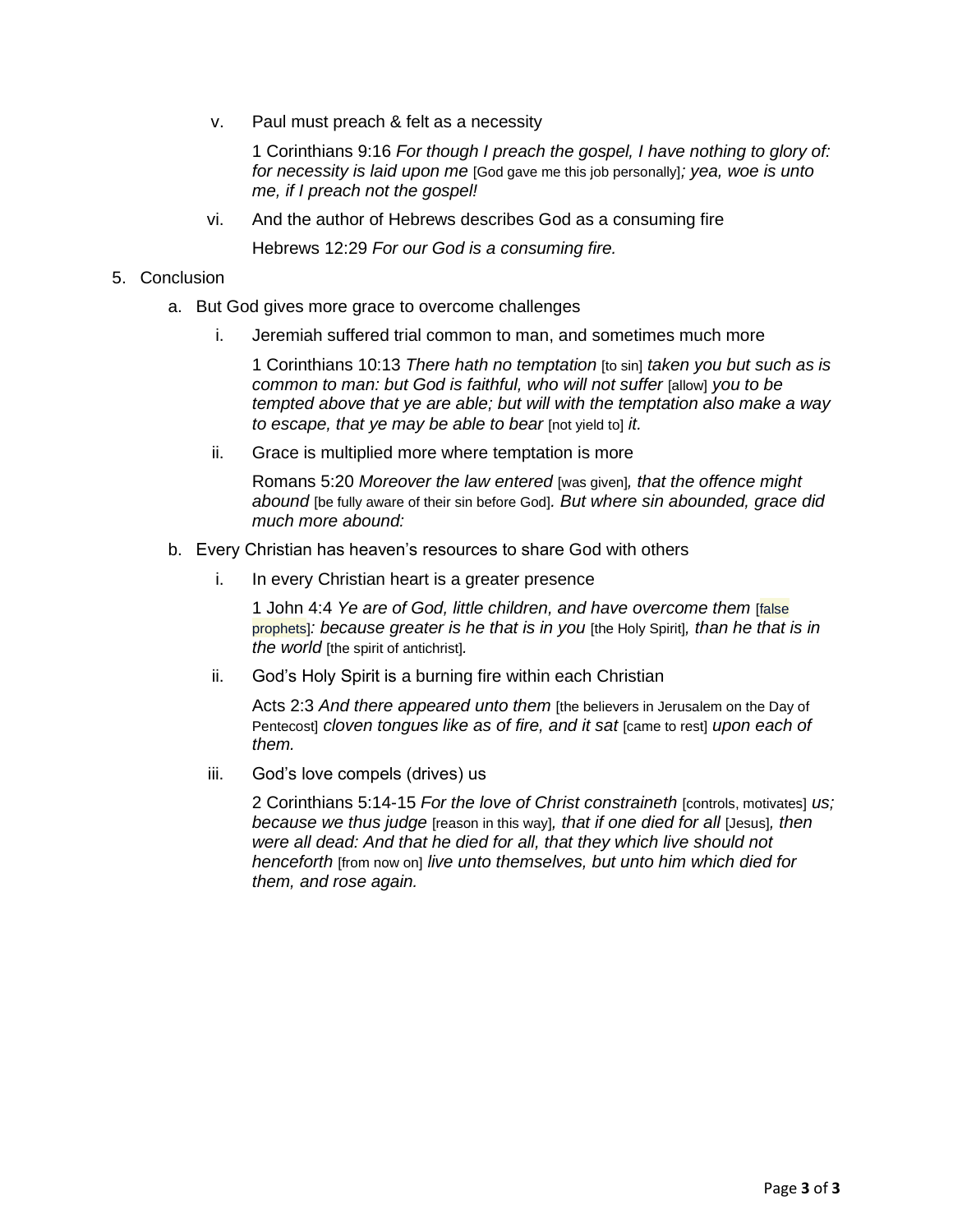v. Paul must preach & felt as a necessity

   1 Corinthians 9:16 *For though I preach the gospel, I have nothing to glory of: for necessity is laid upon me* [God gave me this job personally]*; yea, woe is unto me, if I preach not the gospel!*

vi. And the author of Hebrews describes God as a consuming fire

   Hebrews 12:29 *For our God is a consuming fire.*

5. Conclusion
   a. But God gives more grace to overcome challenges
      i. Jeremiah suffered trial common to man, and sometimes much more

         1 Corinthians 10:13 *There hath no temptation* [to sin] *taken you but such as is common to man: but God is faithful, who will not suffer* [allow] *you to be tempted above that ye are able; but will with the temptation also make a way to escape, that ye may be able to bear* [not yield to] *it.*

      ii. Grace is multiplied more where temptation is more

         Romans 5:20 *Moreover the law entered* [was given]*, that the offence might abound* [be fully aware of their sin before God]*. But where sin abounded, grace did much more abound:*

   b. Every Christian has heaven's resources to share God with others
      i. In every Christian heart is a greater presence

         1 John 4:4 *Ye are of God, little children, and have overcome them* [false prophets]*: because greater is he that is in you* [the Holy Spirit]*, than he that is in the world* [the spirit of antichrist].

      ii. God's Holy Spirit is a burning fire within each Christian

         Acts 2:3 *And there appeared unto them* [the believers in Jerusalem on the Day of Pentecost] *cloven tongues like as of fire, and it sat* [came to rest] *upon each of them.*

      iii. God's love compels (drives) us

         2 Corinthians 5:14-15 *For the love of Christ constraineth* [controls, motivates] *us; because we thus judge* [reason in this way]*, that if one died for all* [Jesus]*, then were all dead: And that he died for all, that they which live should not henceforth* [from now on] *live unto themselves, but unto him which died for them, and rose again.*